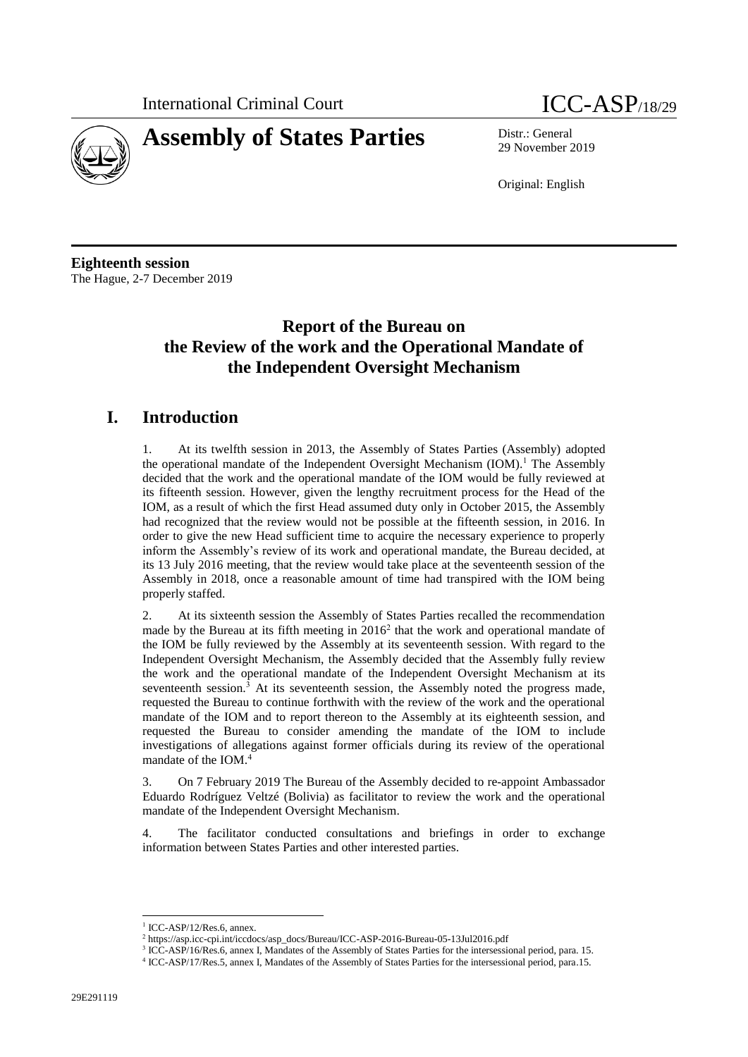International Criminal Court

# Assembly of States Parties

ICC-ASP/18/29

Distr.: General
29 November 2019

Original: English

**Eighteenth session**
The Hague, 2-7 December 2019

## Report of the Bureau on the Review of the work and the Operational Mandate of the Independent Oversight Mechanism

## I. Introduction

1. At its twelfth session in 2013, the Assembly of States Parties (Assembly) adopted the operational mandate of the Independent Oversight Mechanism (IOM).[1] The Assembly decided that the work and the operational mandate of the IOM would be fully reviewed at its fifteenth session. However, given the lengthy recruitment process for the Head of the IOM, as a result of which the first Head assumed duty only in October 2015, the Assembly had recognized that the review would not be possible at the fifteenth session, in 2016. In order to give the new Head sufficient time to acquire the necessary experience to properly inform the Assembly's review of its work and operational mandate, the Bureau decided, at its 13 July 2016 meeting, that the review would take place at the seventeenth session of the Assembly in 2018, once a reasonable amount of time had transpired with the IOM being properly staffed.

2. At its sixteenth session the Assembly of States Parties recalled the recommendation made by the Bureau at its fifth meeting in 2016[2] that the work and operational mandate of the IOM be fully reviewed by the Assembly at its seventeenth session. With regard to the Independent Oversight Mechanism, the Assembly decided that the Assembly fully review the work and the operational mandate of the Independent Oversight Mechanism at its seventeenth session.[3] At its seventeenth session, the Assembly noted the progress made, requested the Bureau to continue forthwith with the review of the work and the operational mandate of the IOM and to report thereon to the Assembly at its eighteenth session, and requested the Bureau to consider amending the mandate of the IOM to include investigations of allegations against former officials during its review of the operational mandate of the IOM.[4]

3. On 7 February 2019 The Bureau of the Assembly decided to re-appoint Ambassador Eduardo Rodríguez Veltzé (Bolivia) as facilitator to review the work and the operational mandate of the Independent Oversight Mechanism.

4. The facilitator conducted consultations and briefings in order to exchange information between States Parties and other interested parties.

---

[1] ICC-ASP/12/Res.6, annex.
[2] https://asp.icc-cpi.int/iccdocs/asp_docs/Bureau/ICC-ASP-2016-Bureau-05-13Jul2016.pdf
[3] ICC-ASP/16/Res.6, annex I, Mandates of the Assembly of States Parties for the intersessional period, para. 15.
[4] ICC-ASP/17/Res.5, annex I, Mandates of the Assembly of States Parties for the intersessional period, para.15.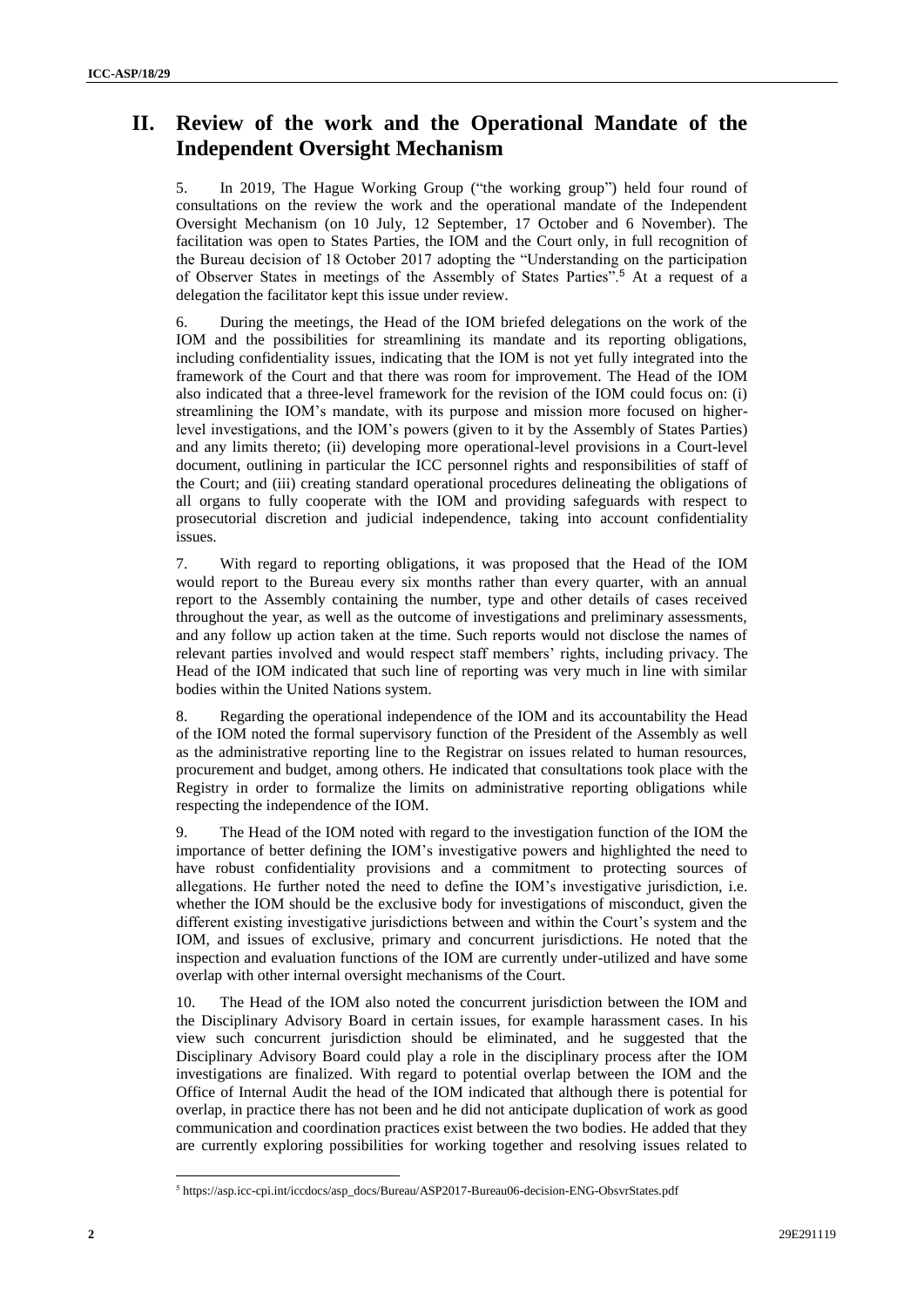## II. Review of the work and the Operational Mandate of the Independent Oversight Mechanism

5. In 2019, The Hague Working Group ("the working group") held four round of consultations on the review the work and the operational mandate of the Independent Oversight Mechanism (on 10 July, 12 September, 17 October and 6 November). The facilitation was open to States Parties, the IOM and the Court only, in full recognition of the Bureau decision of 18 October 2017 adopting the "Understanding on the participation of Observer States in meetings of the Assembly of States Parties".[5] At a request of a delegation the facilitator kept this issue under review.

6. During the meetings, the Head of the IOM briefed delegations on the work of the IOM and the possibilities for streamlining its mandate and its reporting obligations, including confidentiality issues, indicating that the IOM is not yet fully integrated into the framework of the Court and that there was room for improvement. The Head of the IOM also indicated that a three-level framework for the revision of the IOM could focus on: (i) streamlining the IOM's mandate, with its purpose and mission more focused on higher-level investigations, and the IOM's powers (given to it by the Assembly of States Parties) and any limits thereto; (ii) developing more operational-level provisions in a Court-level document, outlining in particular the ICC personnel rights and responsibilities of staff of the Court; and (iii) creating standard operational procedures delineating the obligations of all organs to fully cooperate with the IOM and providing safeguards with respect to prosecutorial discretion and judicial independence, taking into account confidentiality issues.

7. With regard to reporting obligations, it was proposed that the Head of the IOM would report to the Bureau every six months rather than every quarter, with an annual report to the Assembly containing the number, type and other details of cases received throughout the year, as well as the outcome of investigations and preliminary assessments, and any follow up action taken at the time. Such reports would not disclose the names of relevant parties involved and would respect staff members' rights, including privacy. The Head of the IOM indicated that such line of reporting was very much in line with similar bodies within the United Nations system.

8. Regarding the operational independence of the IOM and its accountability the Head of the IOM noted the formal supervisory function of the President of the Assembly as well as the administrative reporting line to the Registrar on issues related to human resources, procurement and budget, among others. He indicated that consultations took place with the Registry in order to formalize the limits on administrative reporting obligations while respecting the independence of the IOM.

9. The Head of the IOM noted with regard to the investigation function of the IOM the importance of better defining the IOM's investigative powers and highlighted the need to have robust confidentiality provisions and a commitment to protecting sources of allegations. He further noted the need to define the IOM's investigative jurisdiction, i.e. whether the IOM should be the exclusive body for investigations of misconduct, given the different existing investigative jurisdictions between and within the Court's system and the IOM, and issues of exclusive, primary and concurrent jurisdictions. He noted that the inspection and evaluation functions of the IOM are currently under-utilized and have some overlap with other internal oversight mechanisms of the Court.

10. The Head of the IOM also noted the concurrent jurisdiction between the IOM and the Disciplinary Advisory Board in certain issues, for example harassment cases. In his view such concurrent jurisdiction should be eliminated, and he suggested that the Disciplinary Advisory Board could play a role in the disciplinary process after the IOM investigations are finalized. With regard to potential overlap between the IOM and the Office of Internal Audit the head of the IOM indicated that although there is potential for overlap, in practice there has not been and he did not anticipate duplication of work as good communication and coordination practices exist between the two bodies. He added that they are currently exploring possibilities for working together and resolving issues related to

---

[5] https://asp.icc-cpi.int/iccdocs/asp_docs/Bureau/ASP2017-Bureau06-decision-ENG-ObsvrStates.pdf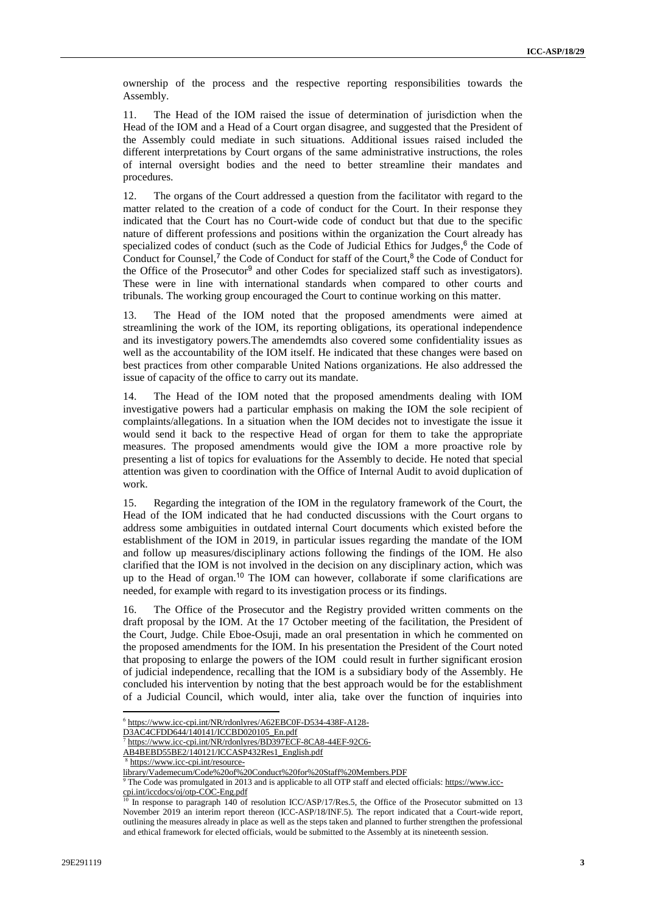ownership of the process and the respective reporting responsibilities towards the Assembly.

11. The Head of the IOM raised the issue of determination of jurisdiction when the Head of the IOM and a Head of a Court organ disagree, and suggested that the President of the Assembly could mediate in such situations. Additional issues raised included the different interpretations by Court organs of the same administrative instructions, the roles of internal oversight bodies and the need to better streamline their mandates and procedures.

12. The organs of the Court addressed a question from the facilitator with regard to the matter related to the creation of a code of conduct for the Court. In their response they indicated that the Court has no Court-wide code of conduct but that due to the specific nature of different professions and positions within the organization the Court already has specialized codes of conduct (such as the Code of Judicial Ethics for Judges,[6] the Code of Conduct for Counsel,[7] the Code of Conduct for staff of the Court,[8] the Code of Conduct for the Office of the Prosecutor[9] and other Codes for specialized staff such as investigators). These were in line with international standards when compared to other courts and tribunals. The working group encouraged the Court to continue working on this matter.

13. The Head of the IOM noted that the proposed amendments were aimed at streamlining the work of the IOM, its reporting obligations, its operational independence and its investigatory powers.The amendemdts also covered some confidentiality issues as well as the accountability of the IOM itself. He indicated that these changes were based on best practices from other comparable United Nations organizations. He also addressed the issue of capacity of the office to carry out its mandate.

14. The Head of the IOM noted that the proposed amendments dealing with IOM investigative powers had a particular emphasis on making the IOM the sole recipient of complaints/allegations. In a situation when the IOM decides not to investigate the issue it would send it back to the respective Head of organ for them to take the appropriate measures. The proposed amendments would give the IOM a more proactive role by presenting a list of topics for evaluations for the Assembly to decide. He noted that special attention was given to coordination with the Office of Internal Audit to avoid duplication of work.

15. Regarding the integration of the IOM in the regulatory framework of the Court, the Head of the IOM indicated that he had conducted discussions with the Court organs to address some ambiguities in outdated internal Court documents which existed before the establishment of the IOM in 2019, in particular issues regarding the mandate of the IOM and follow up measures/disciplinary actions following the findings of the IOM. He also clarified that the IOM is not involved in the decision on any disciplinary action, which was up to the Head of organ.[10] The IOM can however, collaborate if some clarifications are needed, for example with regard to its investigation process or its findings.

16. The Office of the Prosecutor and the Registry provided written comments on the draft proposal by the IOM. At the 17 October meeting of the facilitation, the President of the Court, Judge. Chile Eboe-Osuji, made an oral presentation in which he commented on the proposed amendments for the IOM. In his presentation the President of the Court noted that proposing to enlarge the powers of the IOM could result in further significant erosion of judicial independence, recalling that the IOM is a subsidiary body of the Assembly. He concluded his intervention by noting that the best approach would be for the establishment of a Judicial Council, which would, inter alia, take over the function of inquiries into

---

[6] https://www.icc-cpi.int/NR/rdonlyres/A62EBC0F-D534-438F-A128-D3AC4CFDD644/140141/ICCBD020105_En.pdf

[7] https://www.icc-cpi.int/NR/rdonlyres/BD397ECF-8CA8-44EF-92C6-AB4BEBD55BE2/140121/ICCASP432Res1_English.pdf

[8] https://www.icc-cpi.int/resource-library/Vademecum/Code%20of%20Conduct%20for%20Staff%20Members.PDF

[9] The Code was promulgated in 2013 and is applicable to all OTP staff and elected officials: https://www.icc-cpi.int/iccdocs/oj/otp-COC-Eng.pdf

[10] In response to paragraph 140 of resolution ICC/ASP/17/Res.5, the Office of the Prosecutor submitted on 13 November 2019 an interim report thereon (ICC-ASP/18/INF.5). The report indicated that a Court-wide report, outlining the measures already in place as well as the steps taken and planned to further strengthen the professional and ethical framework for elected officials, would be submitted to the Assembly at its nineteenth session.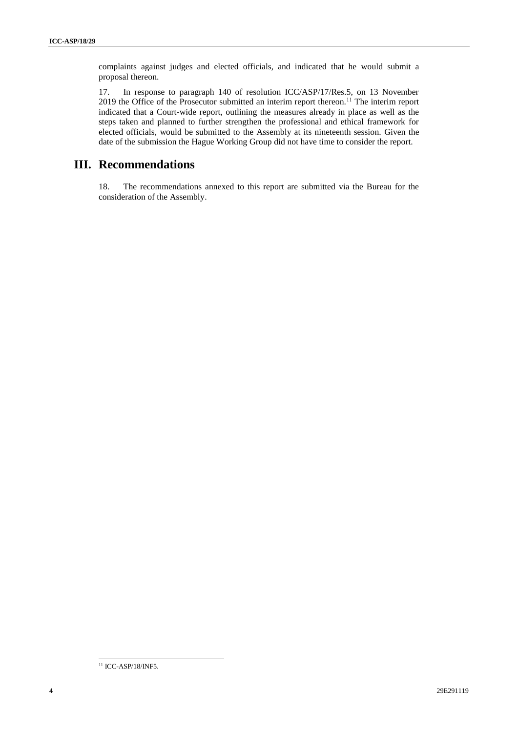complaints against judges and elected officials, and indicated that he would submit a proposal thereon.

17. In response to paragraph 140 of resolution ICC/ASP/17/Res.5, on 13 November 2019 the Office of the Prosecutor submitted an interim report thereon.[11] The interim report indicated that a Court-wide report, outlining the measures already in place as well as the steps taken and planned to further strengthen the professional and ethical framework for elected officials, would be submitted to the Assembly at its nineteenth session. Given the date of the submission the Hague Working Group did not have time to consider the report.

## III. Recommendations

18. The recommendations annexed to this report are submitted via the Bureau for the consideration of the Assembly.

[11] ICC-ASP/18/INF5.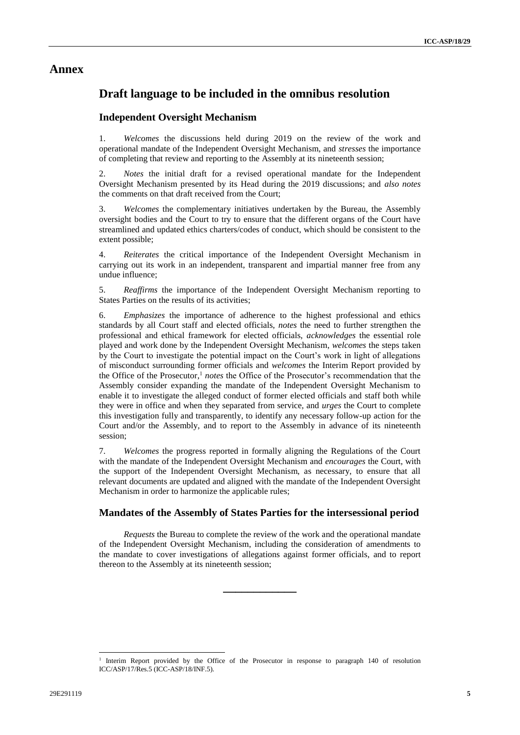# Annex

## Draft language to be included in the omnibus resolution

### Independent Oversight Mechanism

1. *Welcomes* the discussions held during 2019 on the review of the work and operational mandate of the Independent Oversight Mechanism, and *stresses* the importance of completing that review and reporting to the Assembly at its nineteenth session;

2. *Notes* the initial draft for a revised operational mandate for the Independent Oversight Mechanism presented by its Head during the 2019 discussions; and *also notes* the comments on that draft received from the Court;

3. *Welcomes* the complementary initiatives undertaken by the Bureau, the Assembly oversight bodies and the Court to try to ensure that the different organs of the Court have streamlined and updated ethics charters/codes of conduct, which should be consistent to the extent possible;

4. *Reiterates* the critical importance of the Independent Oversight Mechanism in carrying out its work in an independent, transparent and impartial manner free from any undue influence;

5. *Reaffirms* the importance of the Independent Oversight Mechanism reporting to States Parties on the results of its activities;

6. *Emphasizes* the importance of adherence to the highest professional and ethics standards by all Court staff and elected officials, *notes* the need to further strengthen the professional and ethical framework for elected officials, *acknowledges* the essential role played and work done by the Independent Oversight Mechanism, *welcomes* the steps taken by the Court to investigate the potential impact on the Court's work in light of allegations of misconduct surrounding former officials and *welcomes* the Interim Report provided by the Office of the Prosecutor,[1] *notes* the Office of the Prosecutor's recommendation that the Assembly consider expanding the mandate of the Independent Oversight Mechanism to enable it to investigate the alleged conduct of former elected officials and staff both while they were in office and when they separated from service, and *urges* the Court to complete this investigation fully and transparently, to identify any necessary follow-up action for the Court and/or the Assembly, and to report to the Assembly in advance of its nineteenth session;

7. *Welcomes* the progress reported in formally aligning the Regulations of the Court with the mandate of the Independent Oversight Mechanism and *encourages* the Court, with the support of the Independent Oversight Mechanism, as necessary, to ensure that all relevant documents are updated and aligned with the mandate of the Independent Oversight Mechanism in order to harmonize the applicable rules;

### Mandates of the Assembly of States Parties for the intersessional period

*Requests* the Bureau to complete the review of the work and the operational mandate of the Independent Oversight Mechanism, including the consideration of amendments to the mandate to cover investigations of allegations against former officials, and to report thereon to the Assembly at its nineteenth session;

---

[1] Interim Report provided by the Office of the Prosecutor in response to paragraph 140 of resolution ICC/ASP/17/Res.5 (ICC-ASP/18/INF.5).